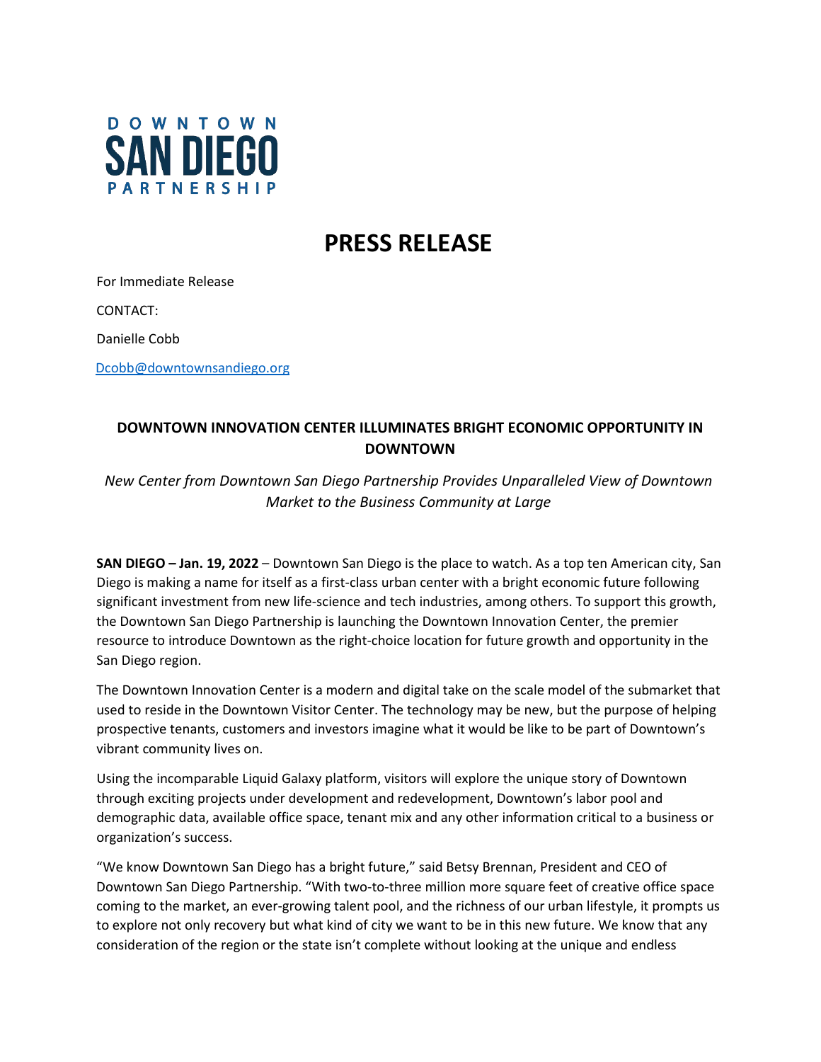DOWNTOWN
SAN DIEGO
PARTNERSHIP

# PRESS RELEASE

For Immediate Release

CONTACT:

Danielle Cobb

Dcobb@downtownsandiego.org

## DOWNTOWN INNOVATION CENTER ILLUMINATES BRIGHT ECONOMIC OPPORTUNITY IN DOWNTOWN

*New Center from Downtown San Diego Partnership Provides Unparalleled View of Downtown Market to the Business Community at Large*

**SAN DIEGO – Jan. 19, 2022** – Downtown San Diego is the place to watch. As a top ten American city, San Diego is making a name for itself as a first-class urban center with a bright economic future following significant investment from new life-science and tech industries, among others. To support this growth, the Downtown San Diego Partnership is launching the Downtown Innovation Center, the premier resource to introduce Downtown as the right-choice location for future growth and opportunity in the San Diego region.

The Downtown Innovation Center is a modern and digital take on the scale model of the submarket that used to reside in the Downtown Visitor Center. The technology may be new, but the purpose of helping prospective tenants, customers and investors imagine what it would be like to be part of Downtown's vibrant community lives on.

Using the incomparable Liquid Galaxy platform, visitors will explore the unique story of Downtown through exciting projects under development and redevelopment, Downtown's labor pool and demographic data, available office space, tenant mix and any other information critical to a business or organization's success.

"We know Downtown San Diego has a bright future," said Betsy Brennan, President and CEO of Downtown San Diego Partnership. "With two-to-three million more square feet of creative office space coming to the market, an ever-growing talent pool, and the richness of our urban lifestyle, it prompts us to explore not only recovery but what kind of city we want to be in this new future. We know that any consideration of the region or the state isn't complete without looking at the unique and endless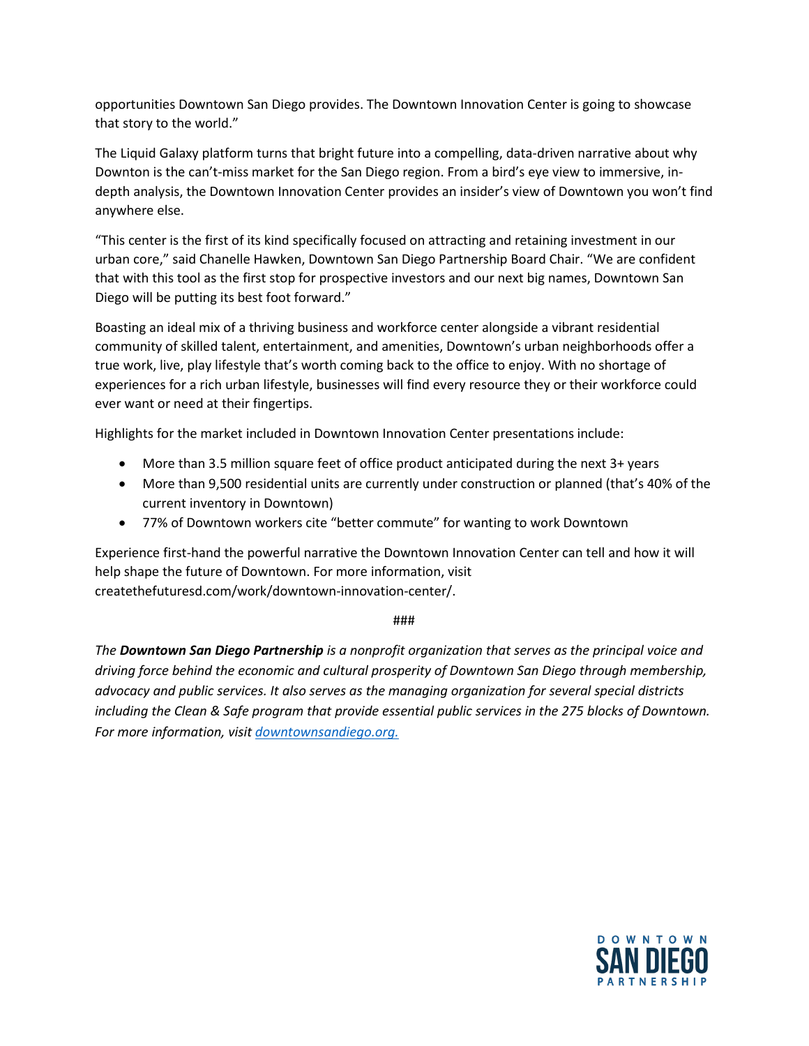opportunities Downtown San Diego provides. The Downtown Innovation Center is going to showcase that story to the world."

The Liquid Galaxy platform turns that bright future into a compelling, data-driven narrative about why Downton is the can't-miss market for the San Diego region. From a bird's eye view to immersive, in-depth analysis, the Downtown Innovation Center provides an insider's view of Downtown you won't find anywhere else.

"This center is the first of its kind specifically focused on attracting and retaining investment in our urban core," said Chanelle Hawken, Downtown San Diego Partnership Board Chair. "We are confident that with this tool as the first stop for prospective investors and our next big names, Downtown San Diego will be putting its best foot forward."

Boasting an ideal mix of a thriving business and workforce center alongside a vibrant residential community of skilled talent, entertainment, and amenities, Downtown's urban neighborhoods offer a true work, live, play lifestyle that's worth coming back to the office to enjoy. With no shortage of experiences for a rich urban lifestyle, businesses will find every resource they or their workforce could ever want or need at their fingertips.

Highlights for the market included in Downtown Innovation Center presentations include:

- More than 3.5 million square feet of office product anticipated during the next 3+ years
- More than 9,500 residential units are currently under construction or planned (that's 40% of the current inventory in Downtown)
- 77% of Downtown workers cite "better commute" for wanting to work Downtown

Experience first-hand the powerful narrative the Downtown Innovation Center can tell and how it will help shape the future of Downtown. For more information, visit createthefuturesd.com/work/downtown-innovation-center/.

###

*The **Downtown San Diego Partnership** is a nonprofit organization that serves as the principal voice and driving force behind the economic and cultural prosperity of Downtown San Diego through membership, advocacy and public services. It also serves as the managing organization for several special districts including the Clean & Safe program that provide essential public services in the 275 blocks of Downtown. For more information, visit [downtownsandiego.org.](http://downtownsandiego.org)*

DOWNTOWN SAN DIEGO PARTNERSHIP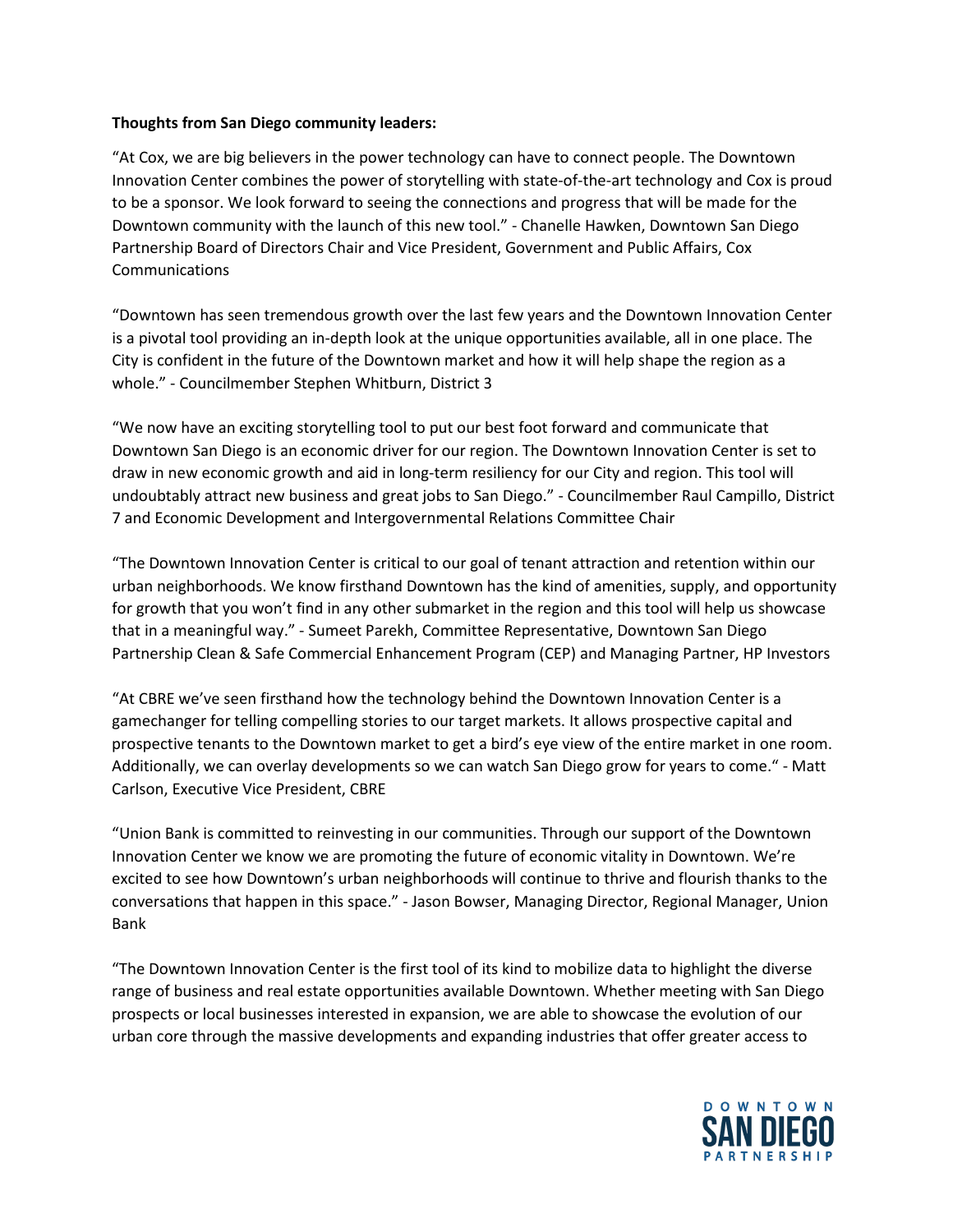**Thoughts from San Diego community leaders:**

"At Cox, we are big believers in the power technology can have to connect people. The Downtown Innovation Center combines the power of storytelling with state-of-the-art technology and Cox is proud to be a sponsor. We look forward to seeing the connections and progress that will be made for the Downtown community with the launch of this new tool." - Chanelle Hawken, Downtown San Diego Partnership Board of Directors Chair and Vice President, Government and Public Affairs, Cox Communications

"Downtown has seen tremendous growth over the last few years and the Downtown Innovation Center is a pivotal tool providing an in-depth look at the unique opportunities available, all in one place. The City is confident in the future of the Downtown market and how it will help shape the region as a whole." - Councilmember Stephen Whitburn, District 3

"We now have an exciting storytelling tool to put our best foot forward and communicate that Downtown San Diego is an economic driver for our region. The Downtown Innovation Center is set to draw in new economic growth and aid in long-term resiliency for our City and region. This tool will undoubtably attract new business and great jobs to San Diego." - Councilmember Raul Campillo, District 7 and Economic Development and Intergovernmental Relations Committee Chair

"The Downtown Innovation Center is critical to our goal of tenant attraction and retention within our urban neighborhoods. We know firsthand Downtown has the kind of amenities, supply, and opportunity for growth that you won't find in any other submarket in the region and this tool will help us showcase that in a meaningful way." - Sumeet Parekh, Committee Representative, Downtown San Diego Partnership Clean & Safe Commercial Enhancement Program (CEP) and Managing Partner, HP Investors

"At CBRE we've seen firsthand how the technology behind the Downtown Innovation Center is a gamechanger for telling compelling stories to our target markets. It allows prospective capital and prospective tenants to the Downtown market to get a bird's eye view of the entire market in one room. Additionally, we can overlay developments so we can watch San Diego grow for years to come." - Matt Carlson, Executive Vice President, CBRE

"Union Bank is committed to reinvesting in our communities. Through our support of the Downtown Innovation Center we know we are promoting the future of economic vitality in Downtown. We're excited to see how Downtown's urban neighborhoods will continue to thrive and flourish thanks to the conversations that happen in this space." - Jason Bowser, Managing Director, Regional Manager, Union Bank

"The Downtown Innovation Center is the first tool of its kind to mobilize data to highlight the diverse range of business and real estate opportunities available Downtown. Whether meeting with San Diego prospects or local businesses interested in expansion, we are able to showcase the evolution of our urban core through the massive developments and expanding industries that offer greater access to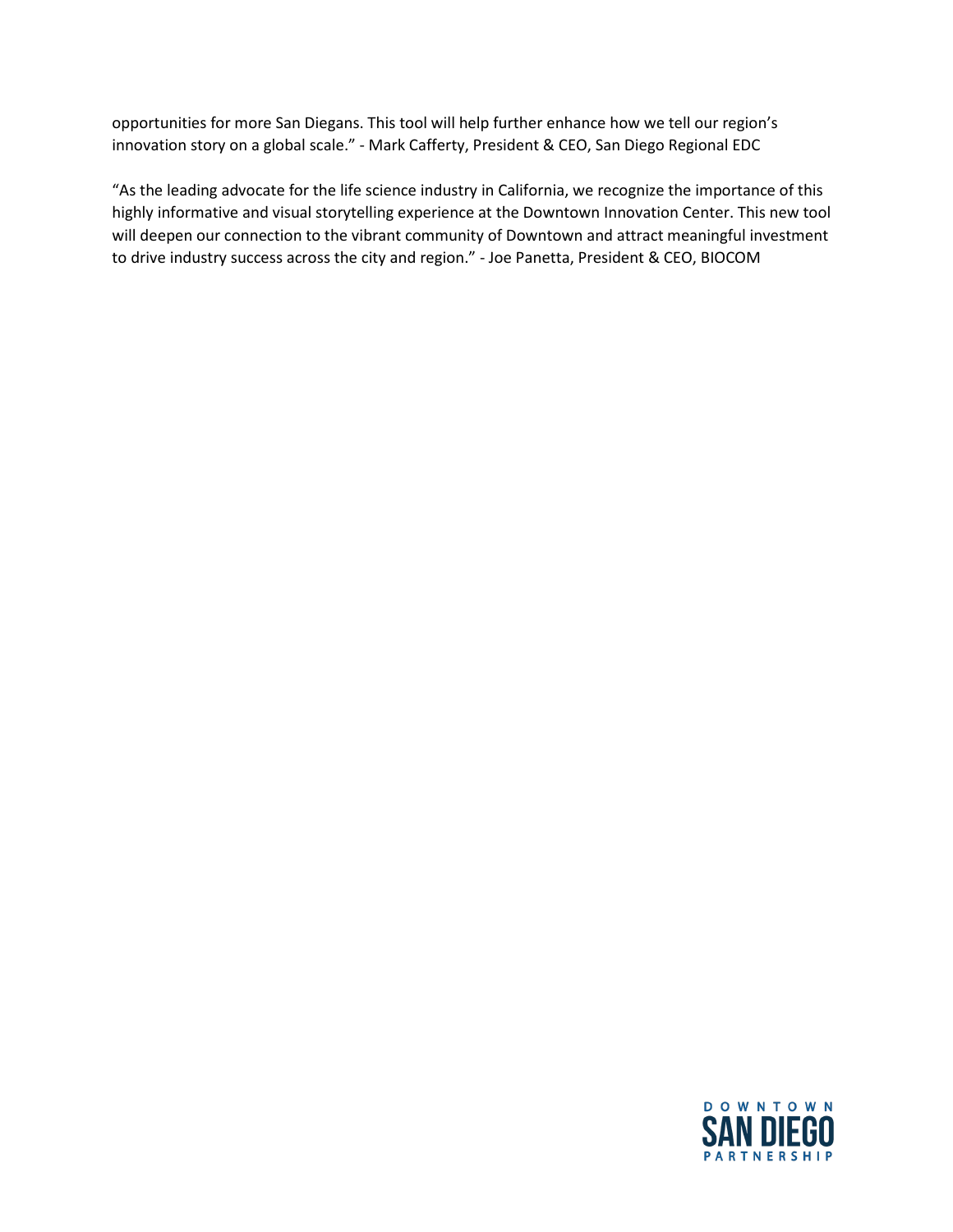opportunities for more San Diegans. This tool will help further enhance how we tell our region's innovation story on a global scale." - Mark Cafferty, President & CEO, San Diego Regional EDC

"As the leading advocate for the life science industry in California, we recognize the importance of this highly informative and visual storytelling experience at the Downtown Innovation Center. This new tool will deepen our connection to the vibrant community of Downtown and attract meaningful investment to drive industry success across the city and region." - Joe Panetta, President & CEO, BIOCOM